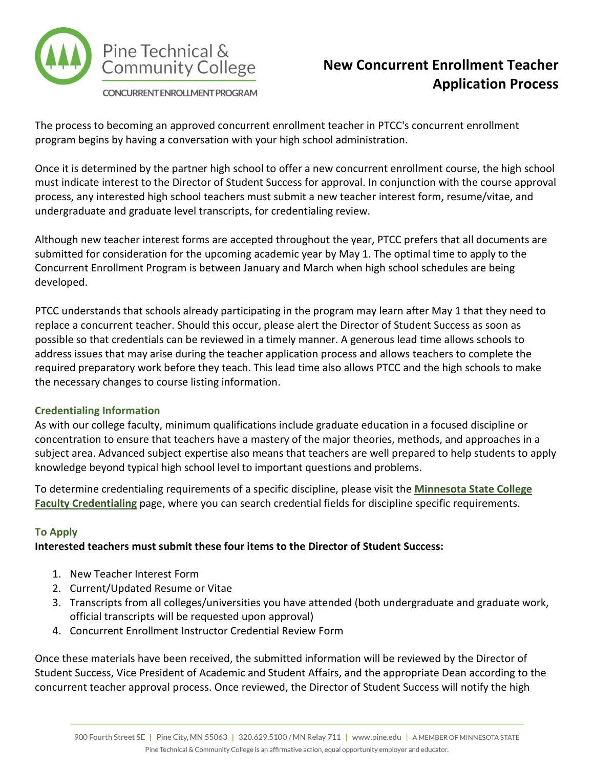Pine Technical & Community College

CONCURRENT ENROLLMENT PROGRAM

# New Concurrent Enrollment Teacher Application Process

The process to becoming an approved concurrent enrollment teacher in PTCC's concurrent enrollment program begins by having a conversation with your high school administration.

Once it is determined by the partner high school to offer a new concurrent enrollment course, the high school must indicate interest to the Director of Student Success for approval. In conjunction with the course approval process, any interested high school teachers must submit a new teacher interest form, resume/vitae, and undergraduate and graduate level transcripts, for credentialing review.

Although new teacher interest forms are accepted throughout the year, PTCC prefers that all documents are submitted for consideration for the upcoming academic year by May 1. The optimal time to apply to the Concurrent Enrollment Program is between January and March when high school schedules are being developed.

PTCC understands that schools already participating in the program may learn after May 1 that they need to replace a concurrent teacher. Should this occur, please alert the Director of Student Success as soon as possible so that credentials can be reviewed in a timely manner. A generous lead time allows schools to address issues that may arise during the teacher application process and allows teachers to complete the required preparatory work before they teach. This lead time also allows PTCC and the high schools to make the necessary changes to course listing information.

## Credentialing Information

As with our college faculty, minimum qualifications include graduate education in a focused discipline or concentration to ensure that teachers have a mastery of the major theories, methods, and approaches in a subject area. Advanced subject expertise also means that teachers are well prepared to help students to apply knowledge beyond typical high school level to important questions and problems.

To determine credentialing requirements of a specific discipline, please visit the **Minnesota State College Faculty Credentialing** page, where you can search credential fields for discipline specific requirements.

## To Apply

**Interested teachers must submit these four items to the Director of Student Success:**

1. New Teacher Interest Form
2. Current/Updated Resume or Vitae
3. Transcripts from all colleges/universities you have attended (both undergraduate and graduate work, official transcripts will be requested upon approval)
4. Concurrent Enrollment Instructor Credential Review Form

Once these materials have been received, the submitted information will be reviewed by the Director of Student Success, Vice President of Academic and Student Affairs, and the appropriate Dean according to the concurrent teacher approval process. Once reviewed, the Director of Student Success will notify the high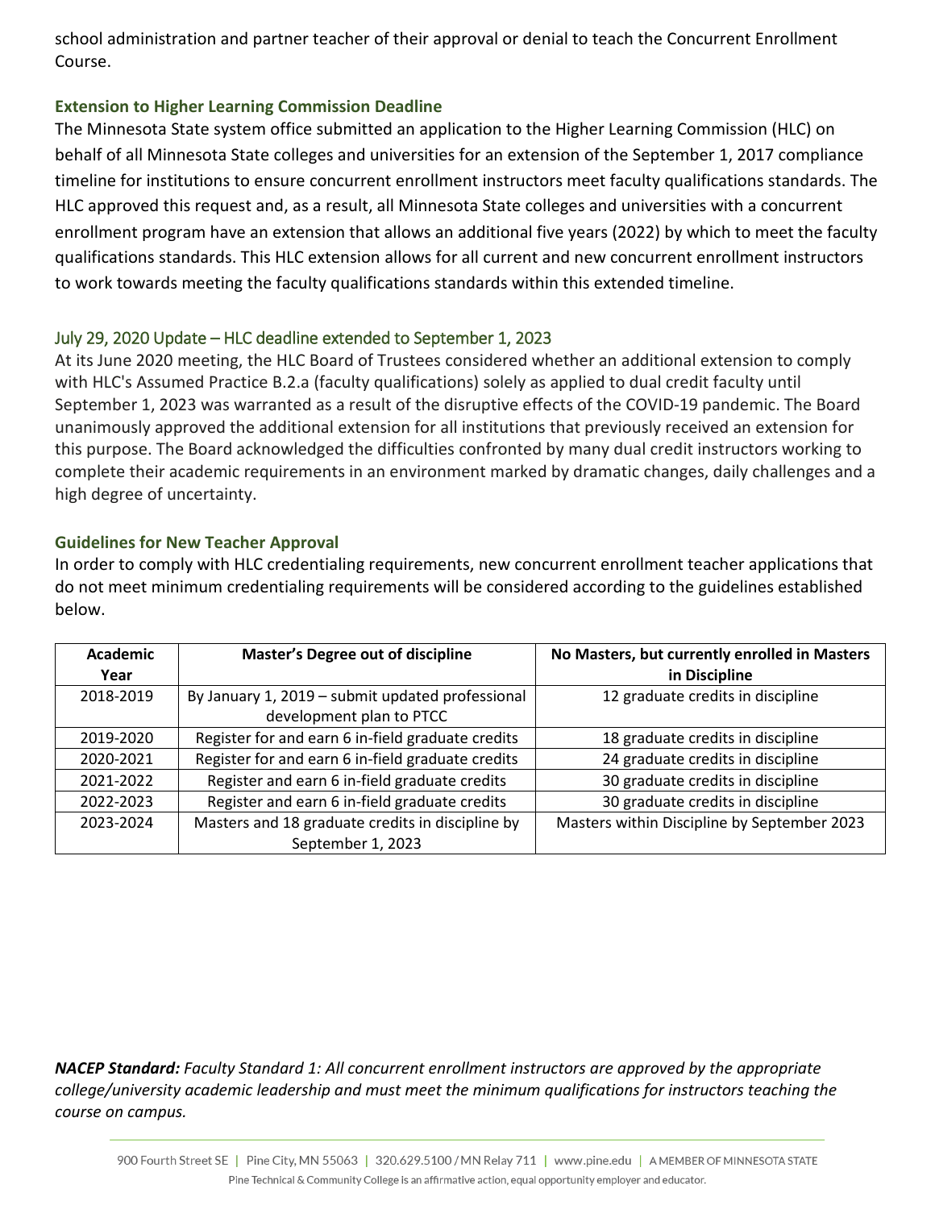school administration and partner teacher of their approval or denial to teach the Concurrent Enrollment Course.

### Extension to Higher Learning Commission Deadline

The Minnesota State system office submitted an application to the Higher Learning Commission (HLC) on behalf of all Minnesota State colleges and universities for an extension of the September 1, 2017 compliance timeline for institutions to ensure concurrent enrollment instructors meet faculty qualifications standards. The HLC approved this request and, as a result, all Minnesota State colleges and universities with a concurrent enrollment program have an extension that allows an additional five years (2022) by which to meet the faculty qualifications standards. This HLC extension allows for all current and new concurrent enrollment instructors to work towards meeting the faculty qualifications standards within this extended timeline.

### July 29, 2020 Update – HLC deadline extended to September 1, 2023

At its June 2020 meeting, the HLC Board of Trustees considered whether an additional extension to comply with HLC's Assumed Practice B.2.a (faculty qualifications) solely as applied to dual credit faculty until September 1, 2023 was warranted as a result of the disruptive effects of the COVID-19 pandemic. The Board unanimously approved the additional extension for all institutions that previously received an extension for this purpose. The Board acknowledged the difficulties confronted by many dual credit instructors working to complete their academic requirements in an environment marked by dramatic changes, daily challenges and a high degree of uncertainty.

### Guidelines for New Teacher Approval

In order to comply with HLC credentialing requirements, new concurrent enrollment teacher applications that do not meet minimum credentialing requirements will be considered according to the guidelines established below.

| Academic Year | Master's Degree out of discipline | No Masters, but currently enrolled in Masters in Discipline |
|---|---|---|
| 2018-2019 | By January 1, 2019 – submit updated professional development plan to PTCC | 12 graduate credits in discipline |
| 2019-2020 | Register for and earn 6 in-field graduate credits | 18 graduate credits in discipline |
| 2020-2021 | Register for and earn 6 in-field graduate credits | 24 graduate credits in discipline |
| 2021-2022 | Register and earn 6 in-field graduate credits | 30 graduate credits in discipline |
| 2022-2023 | Register and earn 6 in-field graduate credits | 30 graduate credits in discipline |
| 2023-2024 | Masters and 18 graduate credits in discipline by September 1, 2023 | Masters within Discipline by September 2023 |

***NACEP Standard:*** *Faculty Standard 1: All concurrent enrollment instructors are approved by the appropriate college/university academic leadership and must meet the minimum qualifications for instructors teaching the course on campus.*